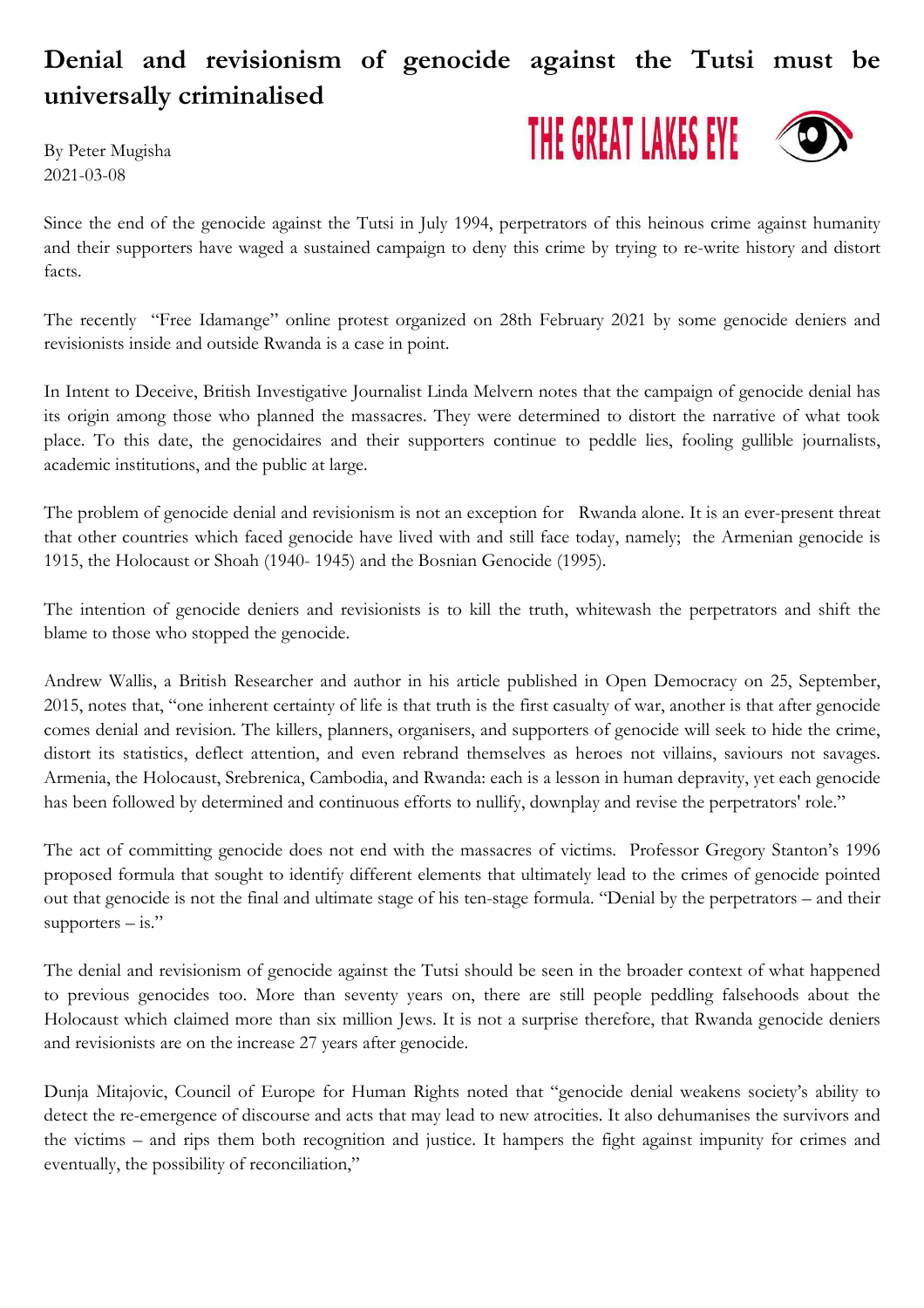# Denial and revisionism of genocide against the Tutsi must be universally criminalised

THE GREAT LAKES EYE

By Peter Mugisha
2021-03-08

Since the end of the genocide against the Tutsi in July 1994, perpetrators of this heinous crime against humanity and their supporters have waged a sustained campaign to deny this crime by trying to re-write history and distort facts.

The recently "Free Idamange" online protest organized on 28th February 2021 by some genocide deniers and revisionists inside and outside Rwanda is a case in point.

In Intent to Deceive, British Investigative Journalist Linda Melvern notes that the campaign of genocide denial has its origin among those who planned the massacres. They were determined to distort the narrative of what took place. To this date, the genocidaires and their supporters continue to peddle lies, fooling gullible journalists, academic institutions, and the public at large.

The problem of genocide denial and revisionism is not an exception for Rwanda alone. It is an ever-present threat that other countries which faced genocide have lived with and still face today, namely; the Armenian genocide is 1915, the Holocaust or Shoah (1940- 1945) and the Bosnian Genocide (1995).

The intention of genocide deniers and revisionists is to kill the truth, whitewash the perpetrators and shift the blame to those who stopped the genocide.

Andrew Wallis, a British Researcher and author in his article published in Open Democracy on 25, September, 2015, notes that, "one inherent certainty of life is that truth is the first casualty of war, another is that after genocide comes denial and revision. The killers, planners, organisers, and supporters of genocide will seek to hide the crime, distort its statistics, deflect attention, and even rebrand themselves as heroes not villains, saviours not savages. Armenia, the Holocaust, Srebrenica, Cambodia, and Rwanda: each is a lesson in human depravity, yet each genocide has been followed by determined and continuous efforts to nullify, downplay and revise the perpetrators' role."

The act of committing genocide does not end with the massacres of victims. Professor Gregory Stanton's 1996 proposed formula that sought to identify different elements that ultimately lead to the crimes of genocide pointed out that genocide is not the final and ultimate stage of his ten-stage formula. "Denial by the perpetrators – and their supporters – is."

The denial and revisionism of genocide against the Tutsi should be seen in the broader context of what happened to previous genocides too. More than seventy years on, there are still people peddling falsehoods about the Holocaust which claimed more than six million Jews. It is not a surprise therefore, that Rwanda genocide deniers and revisionists are on the increase 27 years after genocide.

Dunja Mitajovic, Council of Europe for Human Rights noted that "genocide denial weakens society's ability to detect the re-emergence of discourse and acts that may lead to new atrocities. It also dehumanises the survivors and the victims – and rips them both recognition and justice. It hampers the fight against impunity for crimes and eventually, the possibility of reconciliation,"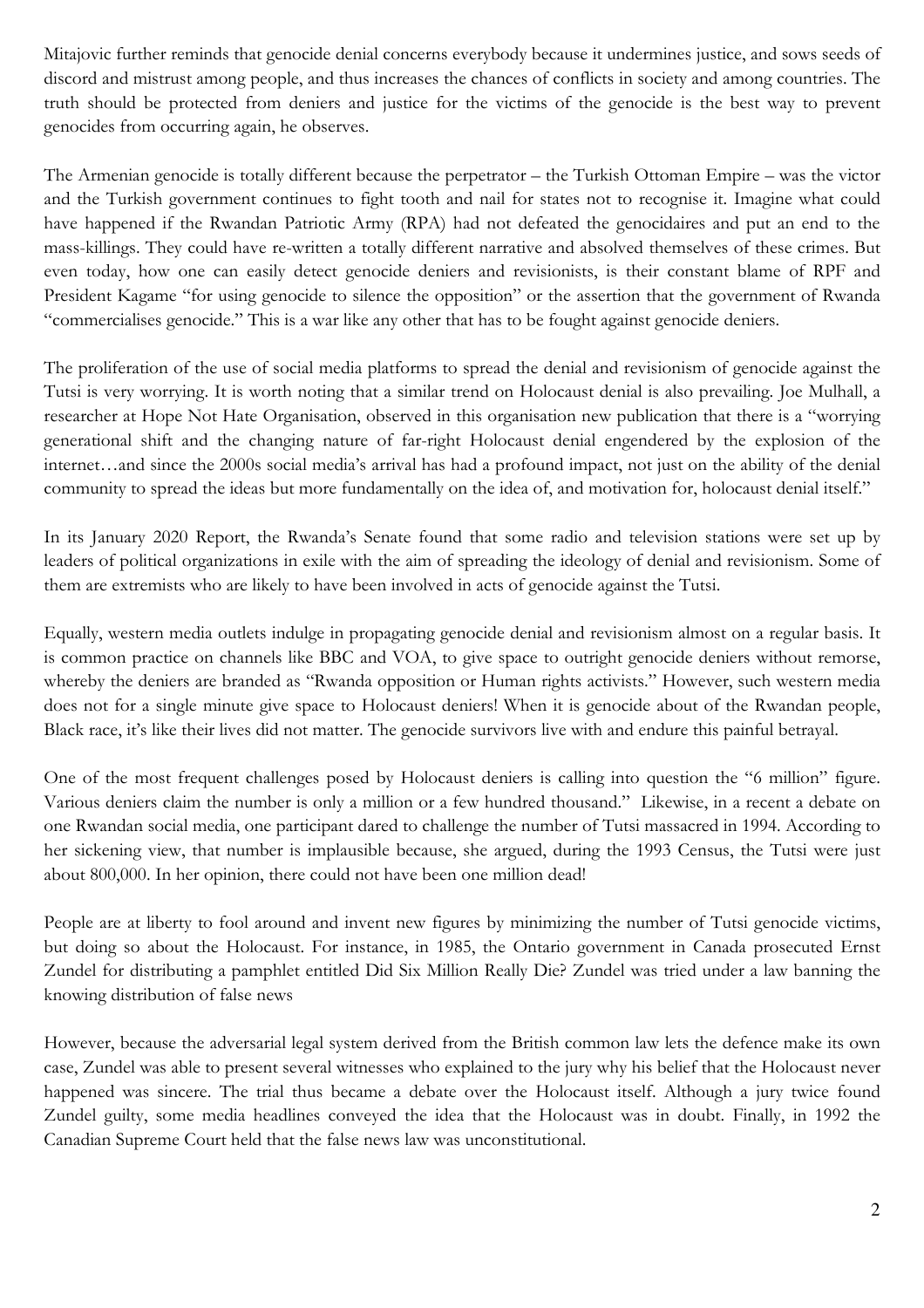Mitajovic further reminds that genocide denial concerns everybody because it undermines justice, and sows seeds of discord and mistrust among people, and thus increases the chances of conflicts in society and among countries. The truth should be protected from deniers and justice for the victims of the genocide is the best way to prevent genocides from occurring again, he observes.

The Armenian genocide is totally different because the perpetrator – the Turkish Ottoman Empire – was the victor and the Turkish government continues to fight tooth and nail for states not to recognise it. Imagine what could have happened if the Rwandan Patriotic Army (RPA) had not defeated the genocidaires and put an end to the mass-killings. They could have re-written a totally different narrative and absolved themselves of these crimes. But even today, how one can easily detect genocide deniers and revisionists, is their constant blame of RPF and President Kagame "for using genocide to silence the opposition" or the assertion that the government of Rwanda "commercialises genocide." This is a war like any other that has to be fought against genocide deniers.

The proliferation of the use of social media platforms to spread the denial and revisionism of genocide against the Tutsi is very worrying. It is worth noting that a similar trend on Holocaust denial is also prevailing. Joe Mulhall, a researcher at Hope Not Hate Organisation, observed in this organisation new publication that there is a "worrying generational shift and the changing nature of far-right Holocaust denial engendered by the explosion of the internet…and since the 2000s social media's arrival has had a profound impact, not just on the ability of the denial community to spread the ideas but more fundamentally on the idea of, and motivation for, holocaust denial itself."

In its January 2020 Report, the Rwanda's Senate found that some radio and television stations were set up by leaders of political organizations in exile with the aim of spreading the ideology of denial and revisionism. Some of them are extremists who are likely to have been involved in acts of genocide against the Tutsi.

Equally, western media outlets indulge in propagating genocide denial and revisionism almost on a regular basis. It is common practice on channels like BBC and VOA, to give space to outright genocide deniers without remorse, whereby the deniers are branded as "Rwanda opposition or Human rights activists." However, such western media does not for a single minute give space to Holocaust deniers! When it is genocide about of the Rwandan people, Black race, it's like their lives did not matter. The genocide survivors live with and endure this painful betrayal.

One of the most frequent challenges posed by Holocaust deniers is calling into question the "6 million" figure. Various deniers claim the number is only a million or a few hundred thousand." Likewise, in a recent a debate on one Rwandan social media, one participant dared to challenge the number of Tutsi massacred in 1994. According to her sickening view, that number is implausible because, she argued, during the 1993 Census, the Tutsi were just about 800,000. In her opinion, there could not have been one million dead!

People are at liberty to fool around and invent new figures by minimizing the number of Tutsi genocide victims, but doing so about the Holocaust. For instance, in 1985, the Ontario government in Canada prosecuted Ernst Zundel for distributing a pamphlet entitled Did Six Million Really Die? Zundel was tried under a law banning the knowing distribution of false news

However, because the adversarial legal system derived from the British common law lets the defence make its own case, Zundel was able to present several witnesses who explained to the jury why his belief that the Holocaust never happened was sincere. The trial thus became a debate over the Holocaust itself. Although a jury twice found Zundel guilty, some media headlines conveyed the idea that the Holocaust was in doubt. Finally, in 1992 the Canadian Supreme Court held that the false news law was unconstitutional.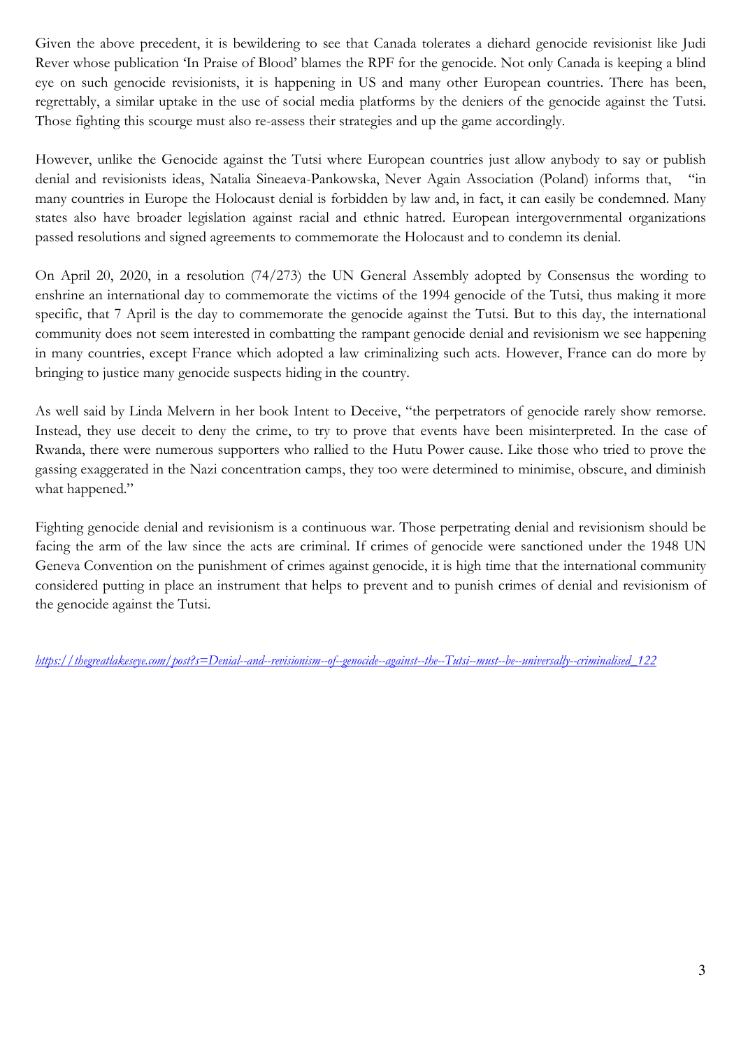Given the above precedent, it is bewildering to see that Canada tolerates a diehard genocide revisionist like Judi Rever whose publication 'In Praise of Blood' blames the RPF for the genocide. Not only Canada is keeping a blind eye on such genocide revisionists, it is happening in US and many other European countries. There has been, regrettably, a similar uptake in the use of social media platforms by the deniers of the genocide against the Tutsi. Those fighting this scourge must also re-assess their strategies and up the game accordingly.

However, unlike the Genocide against the Tutsi where European countries just allow anybody to say or publish denial and revisionists ideas, Natalia Sineaeva-Pankowska, Never Again Association (Poland) informs that, "in many countries in Europe the Holocaust denial is forbidden by law and, in fact, it can easily be condemned. Many states also have broader legislation against racial and ethnic hatred. European intergovernmental organizations passed resolutions and signed agreements to commemorate the Holocaust and to condemn its denial.

On April 20, 2020, in a resolution (74/273) the UN General Assembly adopted by Consensus the wording to enshrine an international day to commemorate the victims of the 1994 genocide of the Tutsi, thus making it more specific, that 7 April is the day to commemorate the genocide against the Tutsi. But to this day, the international community does not seem interested in combatting the rampant genocide denial and revisionism we see happening in many countries, except France which adopted a law criminalizing such acts. However, France can do more by bringing to justice many genocide suspects hiding in the country.

As well said by Linda Melvern in her book Intent to Deceive, "the perpetrators of genocide rarely show remorse. Instead, they use deceit to deny the crime, to try to prove that events have been misinterpreted. In the case of Rwanda, there were numerous supporters who rallied to the Hutu Power cause. Like those who tried to prove the gassing exaggerated in the Nazi concentration camps, they too were determined to minimise, obscure, and diminish what happened."

Fighting genocide denial and revisionism is a continuous war. Those perpetrating denial and revisionism should be facing the arm of the law since the acts are criminal. If crimes of genocide were sanctioned under the 1948 UN Geneva Convention on the punishment of crimes against genocide, it is high time that the international community considered putting in place an instrument that helps to prevent and to punish crimes of denial and revisionism of the genocide against the Tutsi.

*https://thegreatlakeseye.com/post?s=Denial--and--revisionism--of--genocide--against--the--Tutsi--must--be--universally--criminalised_122*